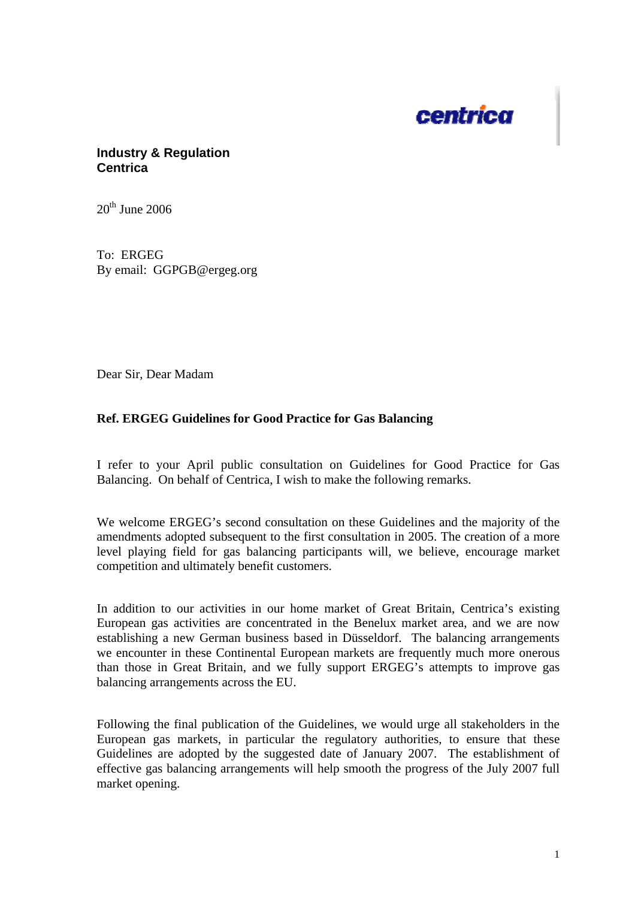centrica

**Industry & Regulation**
**Centrica**

20th June 2006

To: ERGEG
By email: GGPGB@ergeg.org

Dear Sir, Dear Madam

**Ref. ERGEG Guidelines for Good Practice for Gas Balancing**

I refer to your April public consultation on Guidelines for Good Practice for Gas Balancing. On behalf of Centrica, I wish to make the following remarks.

We welcome ERGEG's second consultation on these Guidelines and the majority of the amendments adopted subsequent to the first consultation in 2005. The creation of a more level playing field for gas balancing participants will, we believe, encourage market competition and ultimately benefit customers.

In addition to our activities in our home market of Great Britain, Centrica's existing European gas activities are concentrated in the Benelux market area, and we are now establishing a new German business based in Düsseldorf. The balancing arrangements we encounter in these Continental European markets are frequently much more onerous than those in Great Britain, and we fully support ERGEG's attempts to improve gas balancing arrangements across the EU.

Following the final publication of the Guidelines, we would urge all stakeholders in the European gas markets, in particular the regulatory authorities, to ensure that these Guidelines are adopted by the suggested date of January 2007. The establishment of effective gas balancing arrangements will help smooth the progress of the July 2007 full market opening.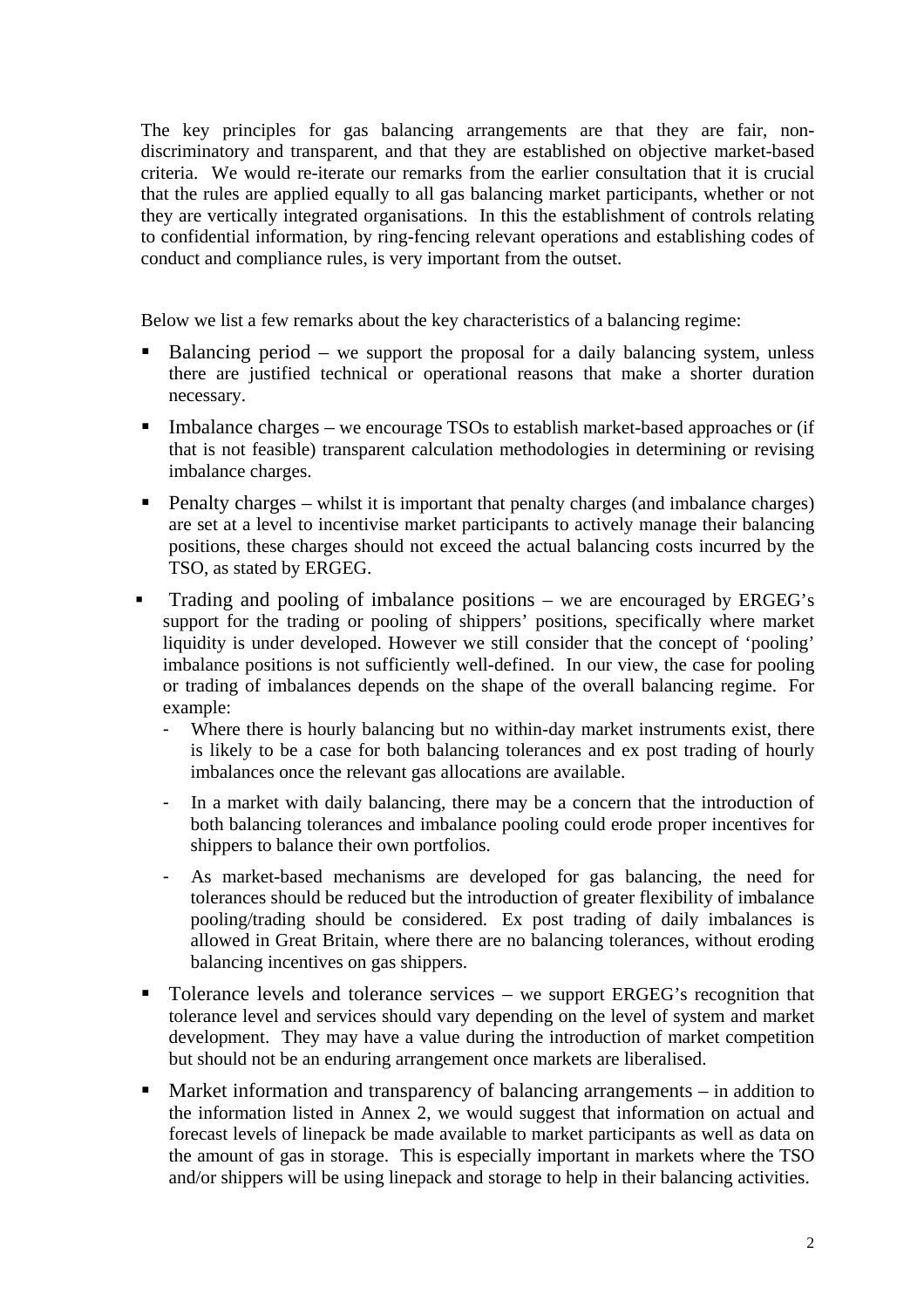The key principles for gas balancing arrangements are that they are fair, non-discriminatory and transparent, and that they are established on objective market-based criteria. We would re-iterate our remarks from the earlier consultation that it is crucial that the rules are applied equally to all gas balancing market participants, whether or not they are vertically integrated organisations. In this the establishment of controls relating to confidential information, by ring-fencing relevant operations and establishing codes of conduct and compliance rules, is very important from the outset.

Below we list a few remarks about the key characteristics of a balancing regime:

- Balancing period – we support the proposal for a daily balancing system, unless there are justified technical or operational reasons that make a shorter duration necessary.
- Imbalance charges – we encourage TSOs to establish market-based approaches or (if that is not feasible) transparent calculation methodologies in determining or revising imbalance charges.
- Penalty charges – whilst it is important that penalty charges (and imbalance charges) are set at a level to incentivise market participants to actively manage their balancing positions, these charges should not exceed the actual balancing costs incurred by the TSO, as stated by ERGEG.
- Trading and pooling of imbalance positions – we are encouraged by ERGEG's support for the trading or pooling of shippers' positions, specifically where market liquidity is under developed. However we still consider that the concept of 'pooling' imbalance positions is not sufficiently well-defined. In our view, the case for pooling or trading of imbalances depends on the shape of the overall balancing regime. For example:
  - Where there is hourly balancing but no within-day market instruments exist, there is likely to be a case for both balancing tolerances and ex post trading of hourly imbalances once the relevant gas allocations are available.
  - In a market with daily balancing, there may be a concern that the introduction of both balancing tolerances and imbalance pooling could erode proper incentives for shippers to balance their own portfolios.
  - As market-based mechanisms are developed for gas balancing, the need for tolerances should be reduced but the introduction of greater flexibility of imbalance pooling/trading should be considered. Ex post trading of daily imbalances is allowed in Great Britain, where there are no balancing tolerances, without eroding balancing incentives on gas shippers.
- Tolerance levels and tolerance services – we support ERGEG's recognition that tolerance level and services should vary depending on the level of system and market development. They may have a value during the introduction of market competition but should not be an enduring arrangement once markets are liberalised.
- Market information and transparency of balancing arrangements – in addition to the information listed in Annex 2, we would suggest that information on actual and forecast levels of linepack be made available to market participants as well as data on the amount of gas in storage. This is especially important in markets where the TSO and/or shippers will be using linepack and storage to help in their balancing activities.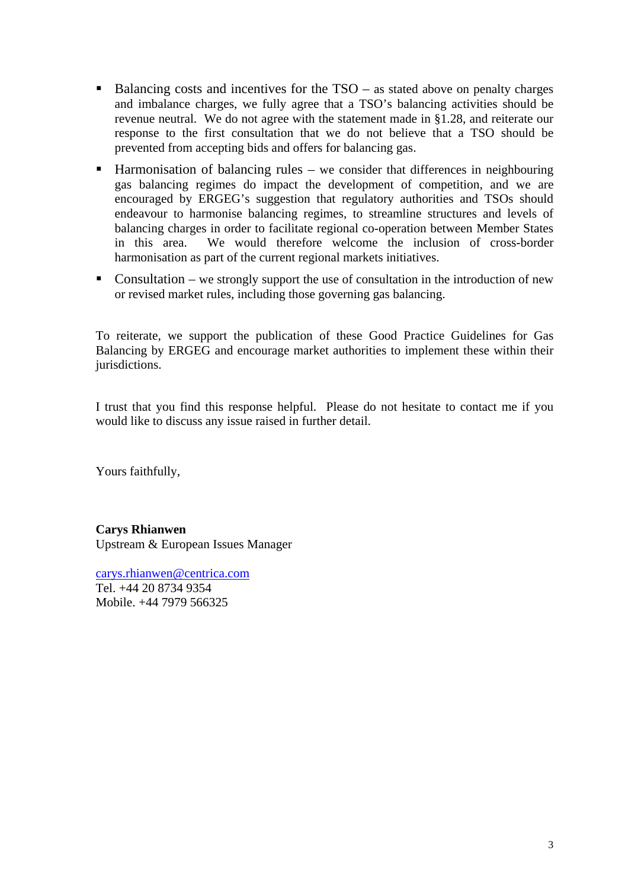- Balancing costs and incentives for the TSO – as stated above on penalty charges and imbalance charges, we fully agree that a TSO's balancing activities should be revenue neutral. We do not agree with the statement made in §1.28, and reiterate our response to the first consultation that we do not believe that a TSO should be prevented from accepting bids and offers for balancing gas.
- Harmonisation of balancing rules – we consider that differences in neighbouring gas balancing regimes do impact the development of competition, and we are encouraged by ERGEG's suggestion that regulatory authorities and TSOs should endeavour to harmonise balancing regimes, to streamline structures and levels of balancing charges in order to facilitate regional co-operation between Member States in this area. We would therefore welcome the inclusion of cross-border harmonisation as part of the current regional markets initiatives.
- Consultation – we strongly support the use of consultation in the introduction of new or revised market rules, including those governing gas balancing.

To reiterate, we support the publication of these Good Practice Guidelines for Gas Balancing by ERGEG and encourage market authorities to implement these within their jurisdictions.

I trust that you find this response helpful. Please do not hesitate to contact me if you would like to discuss any issue raised in further detail.

Yours faithfully,

**Carys Rhianwen**
Upstream & European Issues Manager

carys.rhianwen@centrica.com
Tel. +44 20 8734 9354
Mobile. +44 7979 566325